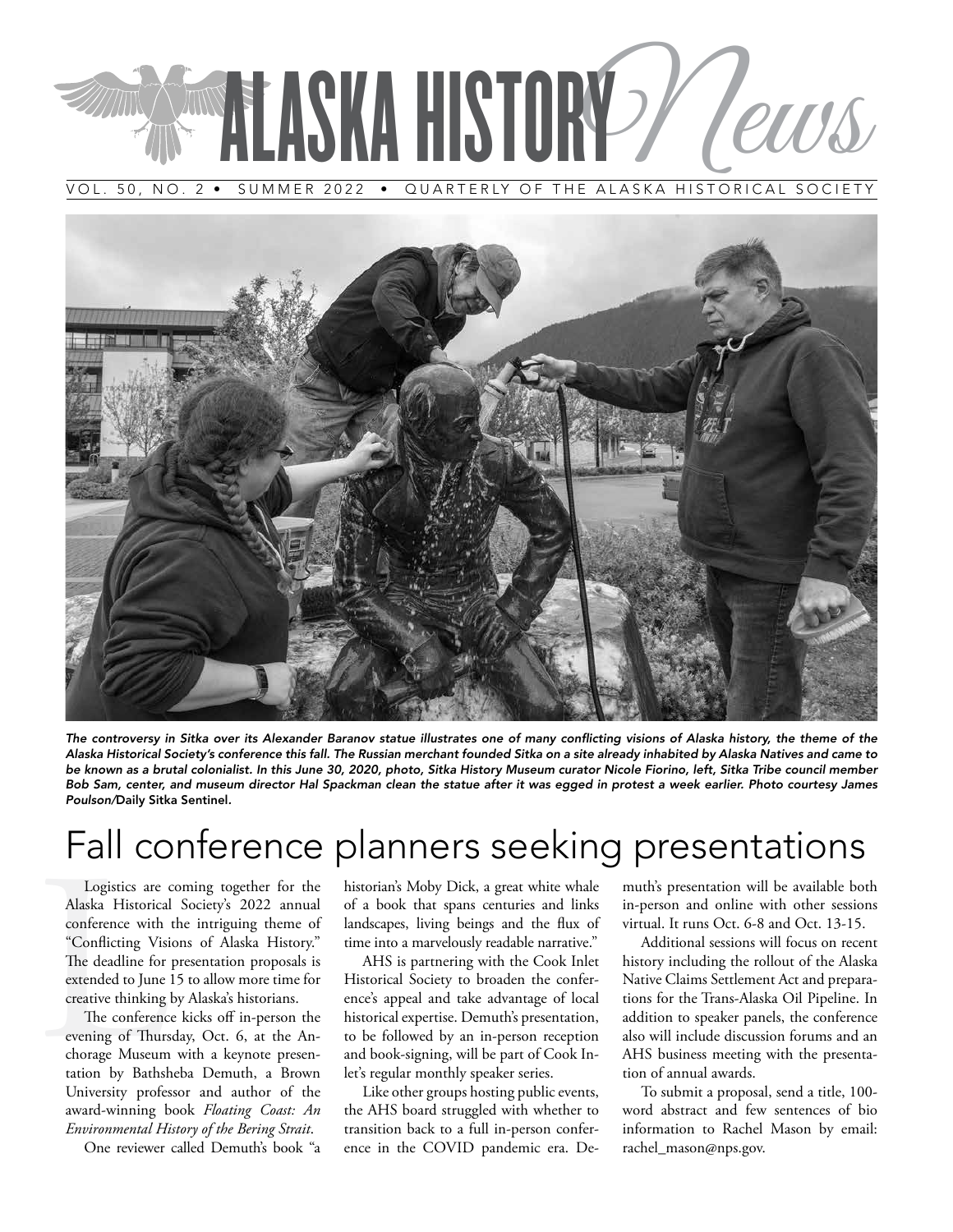# ALASKA HISTORY News

VOL. 50, NO. 2 • SUMMER 2022 • QUARTERLY OF THE ALASKA HISTORICAL SOCIETY

***The controversy in Sitka over its Alexander Baranov statue illustrates one of many conflicting visions of Alaska history, the theme of the Alaska Historical Society's conference this fall. The Russian merchant founded Sitka on a site already inhabited by Alaska Natives and came to be known as a brutal colonialist. In this June 30, 2020, photo, Sitka History Museum curator Nicole Fiorino, left, Sitka Tribe council member Bob Sam, center, and museum director Hal Spackman clean the statue after it was egged in protest a week earlier. Photo courtesy James Poulson/*Daily Sitka Sentinel.**

# Fall conference planners seeking presentations

Logistics are coming together for the Alaska Historical Society's 2022 annual conference with the intriguing theme of "Conflicting Visions of Alaska History." The deadline for presentation proposals is extended to June 15 to allow more time for creative thinking by Alaska's historians.

The conference kicks off in-person the evening of Thursday, Oct. 6, at the Anchorage Museum with a keynote presentation by Bathsheba Demuth, a Brown University professor and author of the award-winning book *Floating Coast: An Environmental History of the Bering Strait*.

One reviewer called Demuth's book "a historian's Moby Dick, a great white whale of a book that spans centuries and links landscapes, living beings and the flux of time into a marvelously readable narrative."

AHS is partnering with the Cook Inlet Historical Society to broaden the conference's appeal and take advantage of local historical expertise. Demuth's presentation, to be followed by an in-person reception and book-signing, will be part of Cook Inlet's regular monthly speaker series.

Like other groups hosting public events, the AHS board struggled with whether to transition back to a full in-person conference in the COVID pandemic era. Demuth's presentation will be available both in-person and online with other sessions virtual. It runs Oct. 6-8 and Oct. 13-15.

Additional sessions will focus on recent history including the rollout of the Alaska Native Claims Settlement Act and preparations for the Trans-Alaska Oil Pipeline. In addition to speaker panels, the conference also will include discussion forums and an AHS business meeting with the presentation of annual awards.

To submit a proposal, send a title, 100-word abstract and few sentences of bio information to Rachel Mason by email: rachel_mason@nps.gov.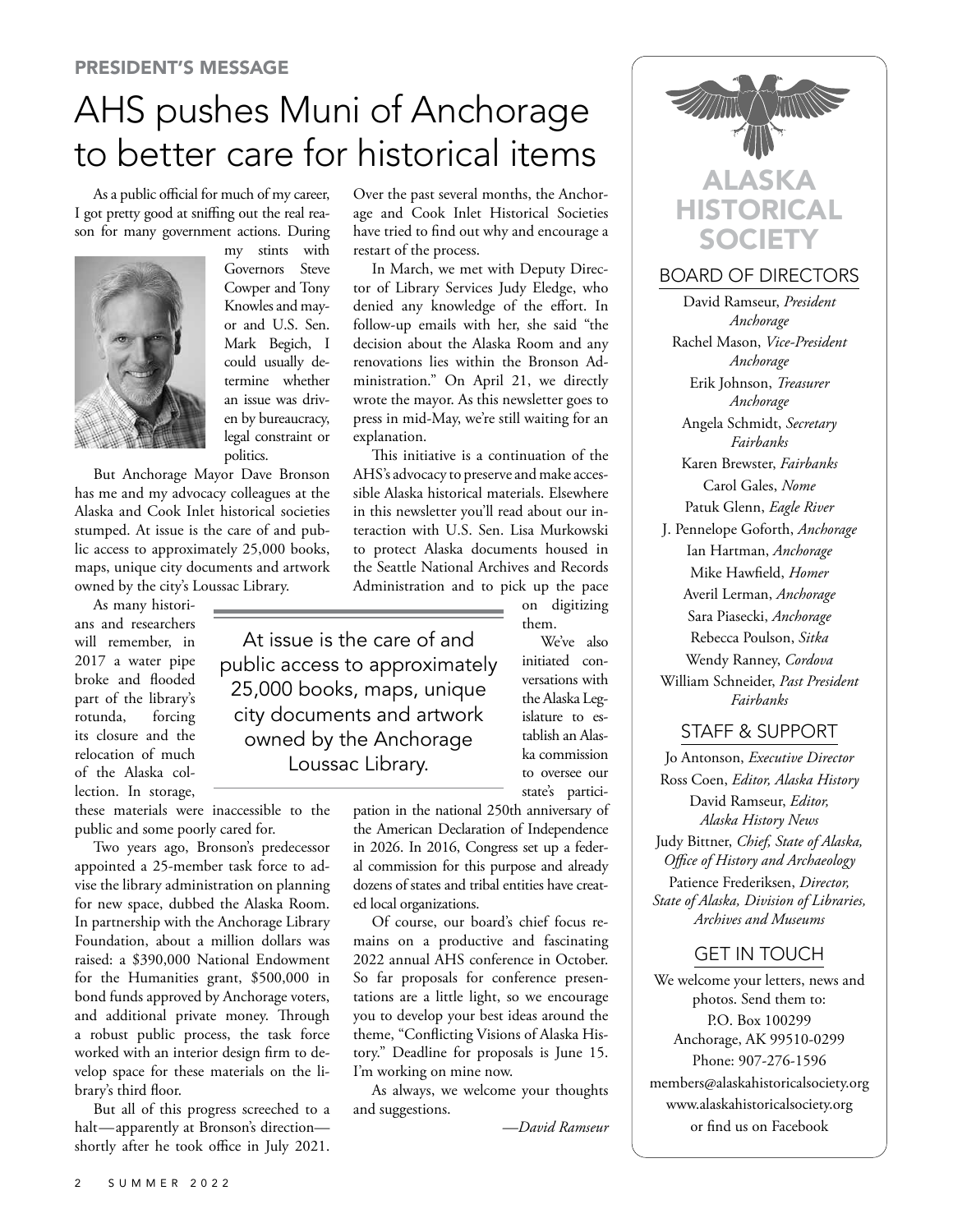PRESIDENT'S MESSAGE

# AHS pushes Muni of Anchorage to better care for historical items

As a public official for much of my career, I got pretty good at sniffing out the real reason for many government actions. During my stints with Governors Steve Cowper and Tony Knowles and mayor and U.S. Sen. Mark Begich, I could usually determine whether an issue was driven by bureaucracy, legal constraint or politics.

But Anchorage Mayor Dave Bronson has me and my advocacy colleagues at the Alaska and Cook Inlet historical societies stumped. At issue is the care of and public access to approximately 25,000 books, maps, unique city documents and artwork owned by the city's Loussac Library.

As many historians and researchers will remember, in 2017 a water pipe broke and flooded part of the library's rotunda, forcing its closure and the relocation of much of the Alaska collection. In storage, these materials were inaccessible to the public and some poorly cared for.

Two years ago, Bronson's predecessor appointed a 25-member task force to advise the library administration on planning for new space, dubbed the Alaska Room. In partnership with the Anchorage Library Foundation, about a million dollars was raised: a $390,000 National Endowment for the Humanities grant, $500,000 in bond funds approved by Anchorage voters, and additional private money. Through a robust public process, the task force worked with an interior design firm to develop space for these materials on the library's third floor.

But all of this progress screeched to a halt—apparently at Bronson's direction—shortly after he took office in July 2021. Over the past several months, the Anchorage and Cook Inlet Historical Societies have tried to find out why and encourage a restart of the process.

In March, we met with Deputy Director of Library Services Judy Eledge, who denied any knowledge of the effort. In follow-up emails with her, she said "the decision about the Alaska Room and any renovations lies within the Bronson Administration." On April 21, we directly wrote the mayor. As this newsletter goes to press in mid-May, we're still waiting for an explanation.

This initiative is a continuation of the AHS's advocacy to preserve and make accessible Alaska historical materials. Elsewhere in this newsletter you'll read about our interaction with U.S. Sen. Lisa Murkowski to protect Alaska documents housed in the Seattle National Archives and Records Administration and to pick up the pace on digitizing them.

> At issue is the care of and public access to approximately 25,000 books, maps, unique city documents and artwork owned by the Anchorage Loussac Library.

We've also initiated conversations with the Alaska Legislature to establish an Alaska commission to oversee our state's participation in the national 250th anniversary of the American Declaration of Independence in 2026. In 2016, Congress set up a federal commission for this purpose and already dozens of states and tribal entities have created local organizations.

Of course, our board's chief focus remains on a productive and fascinating 2022 annual AHS conference in October. So far proposals for conference presentations are a little light, so we encourage you to develop your best ideas around the theme, "Conflicting Visions of Alaska History." Deadline for proposals is June 15. I'm working on mine now.

As always, we welcome your thoughts and suggestions.

*—David Ramseur*

---

## ALASKA HISTORICAL SOCIETY

### BOARD OF DIRECTORS

David Ramseur, *President*
*Anchorage*
Rachel Mason, *Vice-President*
*Anchorage*
Erik Johnson, *Treasurer*
*Anchorage*
Angela Schmidt, *Secretary*
*Fairbanks*
Karen Brewster, *Fairbanks*
Carol Gales, *Nome*
Patuk Glenn, *Eagle River*
J. Pennelope Goforth, *Anchorage*
Ian Hartman, *Anchorage*
Mike Hawfield, *Homer*
Averil Lerman, *Anchorage*
Sara Piasecki, *Anchorage*
Rebecca Poulson, *Sitka*
Wendy Ranney, *Cordova*
William Schneider, *Past President*
*Fairbanks*

### STAFF & SUPPORT

Jo Antonson, *Executive Director*
Ross Coen, *Editor, Alaska History*
David Ramseur, *Editor, Alaska History News*
Judy Bittner, *Chief, State of Alaska, Office of History and Archaeology*
Patience Frederiksen, *Director, State of Alaska, Division of Libraries, Archives and Museums*

### GET IN TOUCH

We welcome your letters, news and photos. Send them to:
P.O. Box 100299
Anchorage, AK 99510-0299
Phone: 907-276-1596
members@alaskahistoricalsociety.org
www.alaskahistoricalsociety.org
or find us on Facebook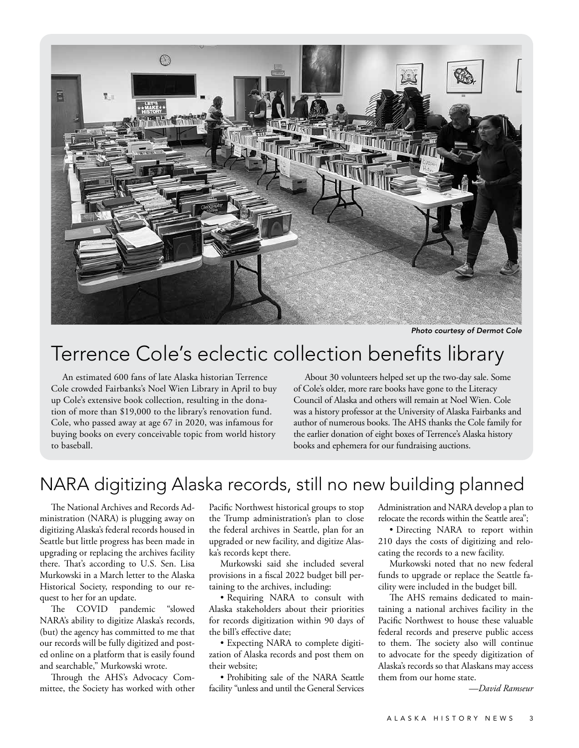*Photo courtesy of Dermot Cole*

## Terrence Cole's eclectic collection benefits library

An estimated 600 fans of late Alaska historian Terrence Cole crowded Fairbanks's Noel Wien Library in April to buy up Cole's extensive book collection, resulting in the donation of more than $19,000 to the library's renovation fund. Cole, who passed away at age 67 in 2020, was infamous for buying books on every conceivable topic from world history to baseball.

About 30 volunteers helped set up the two-day sale. Some of Cole's older, more rare books have gone to the Literacy Council of Alaska and others will remain at Noel Wien. Cole was a history professor at the University of Alaska Fairbanks and author of numerous books. The AHS thanks the Cole family for the earlier donation of eight boxes of Terrence's Alaska history books and ephemera for our fundraising auctions.

## NARA digitizing Alaska records, still no new building planned

The National Archives and Records Administration (NARA) is plugging away on digitizing Alaska's federal records housed in Seattle but little progress has been made in upgrading or replacing the archives facility there. That's according to U.S. Sen. Lisa Murkowski in a March letter to the Alaska Historical Society, responding to our request to her for an update.

The COVID pandemic "slowed NARA's ability to digitize Alaska's records, (but) the agency has committed to me that our records will be fully digitized and posted online on a platform that is easily found and searchable," Murkowski wrote.

Through the AHS's Advocacy Committee, the Society has worked with other Pacific Northwest historical groups to stop the Trump administration's plan to close the federal archives in Seattle, plan for an upgraded or new facility, and digitize Alaska's records kept there.

Murkowski said she included several provisions in a fiscal 2022 budget bill pertaining to the archives, including:

- Requiring NARA to consult with Alaska stakeholders about their priorities for records digitization within 90 days of the bill's effective date;
- Expecting NARA to complete digitization of Alaska records and post them on their website;
- Prohibiting sale of the NARA Seattle facility "unless and until the General Services Administration and NARA develop a plan to relocate the records within the Seattle area";
- Directing NARA to report within 210 days the costs of digitizing and relocating the records to a new facility.

Murkowski noted that no new federal funds to upgrade or replace the Seattle facility were included in the budget bill.

The AHS remains dedicated to maintaining a national archives facility in the Pacific Northwest to house these valuable federal records and preserve public access to them. The society also will continue to advocate for the speedy digitization of Alaska's records so that Alaskans may access them from our home state.

*—David Ramseur*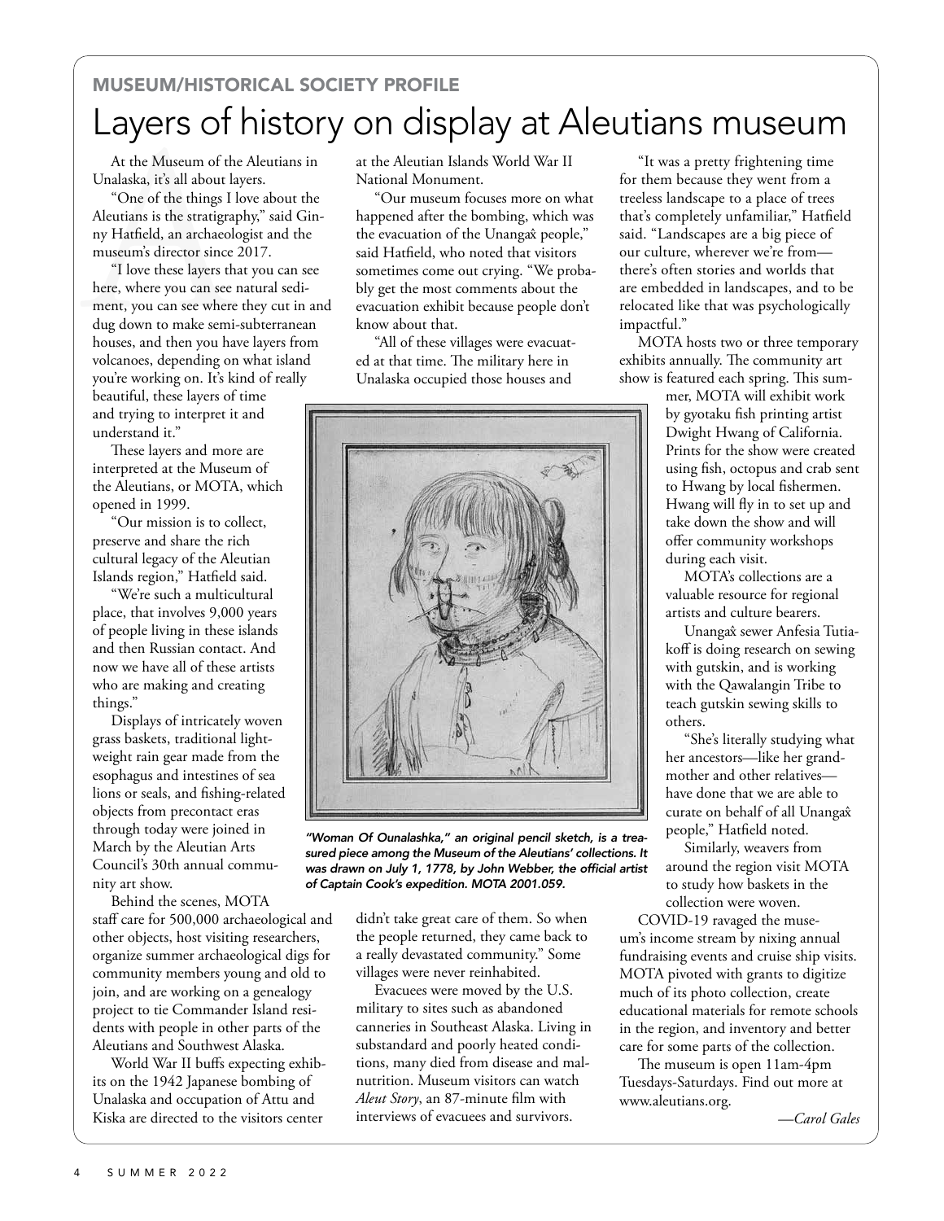MUSEUM/HISTORICAL SOCIETY PROFILE

# Layers of history on display at Aleutians museum

At the Museum of the Aleutians in Unalaska, it's all about layers.

"One of the things I love about the Aleutians is the stratigraphy," said Ginny Hatfield, an archaeologist and the museum's director since 2017.

"I love these layers that you can see here, where you can see natural sediment, you can see where they cut in and dug down to make semi-subterranean houses, and then you have layers from volcanoes, depending on what island you're working on. It's kind of really beautiful, these layers of time and trying to interpret it and understand it."

These layers and more are interpreted at the Museum of the Aleutians, or MOTA, which opened in 1999.

"Our mission is to collect, preserve and share the rich cultural legacy of the Aleutian Islands region," Hatfield said.

"We're such a multicultural place, that involves 9,000 years of people living in these islands and then Russian contact. And now we have all of these artists who are making and creating things."

Displays of intricately woven grass baskets, traditional lightweight rain gear made from the esophagus and intestines of sea lions or seals, and fishing-related objects from precontact eras through today were joined in March by the Aleutian Arts Council's 30th annual community art show.

Behind the scenes, MOTA staff care for 500,000 archaeological and other objects, host visiting researchers, organize summer archaeological digs for community members young and old to join, and are working on a genealogy project to tie Commander Island residents with people in other parts of the Aleutians and Southwest Alaska.

World War II buffs expecting exhibits on the 1942 Japanese bombing of Unalaska and occupation of Attu and Kiska are directed to the visitors center at the Aleutian Islands World War II National Monument.

"Our museum focuses more on what happened after the bombing, which was the evacuation of the Unangax̂ people," said Hatfield, who noted that visitors sometimes come out crying. "We probably get the most comments about the evacuation exhibit because people don't know about that.

"All of these villages were evacuated at that time. The military here in Unalaska occupied those houses and didn't take great care of them. So when the people returned, they came back to a really devastated community." Some villages were never reinhabited.

Evacuees were moved by the U.S. military to sites such as abandoned canneries in Southeast Alaska. Living in substandard and poorly heated conditions, many died from disease and malnutrition. Museum visitors can watch *Aleut Story*, an 87-minute film with interviews of evacuees and survivors.

*"Woman Of Ounalashka," an original pencil sketch, is a treasured piece among the Museum of the Aleutians' collections. It was drawn on July 1, 1778, by John Webber, the official artist of Captain Cook's expedition. MOTA 2001.059.*

"It was a pretty frightening time for them because they went from a treeless landscape to a place of trees that's completely unfamiliar," Hatfield said. "Landscapes are a big piece of our culture, wherever we're from—there's often stories and worlds that are embedded in landscapes, and to be relocated like that was psychologically impactful."

MOTA hosts two or three temporary exhibits annually. The community art show is featured each spring. This summer, MOTA will exhibit work by gyotaku fish printing artist Dwight Hwang of California. Prints for the show were created using fish, octopus and crab sent to Hwang by local fishermen. Hwang will fly in to set up and take down the show and will offer community workshops during each visit.

MOTA's collections are a valuable resource for regional artists and culture bearers.

Unangax̂ sewer Anfesia Tutiakoff is doing research on sewing with gutskin, and is working with the Qawalangin Tribe to teach gutskin sewing skills to others.

"She's literally studying what her ancestors—like her grandmother and other relatives—have done that we are able to curate on behalf of all Unangax̂ people," Hatfield noted.

Similarly, weavers from around the region visit MOTA to study how baskets in the collection were woven.

COVID-19 ravaged the museum's income stream by nixing annual fundraising events and cruise ship visits. MOTA pivoted with grants to digitize much of its photo collection, create educational materials for remote schools in the region, and inventory and better care for some parts of the collection.

The museum is open 11am-4pm Tuesdays-Saturdays. Find out more at www.aleutians.org.

*—Carol Gales*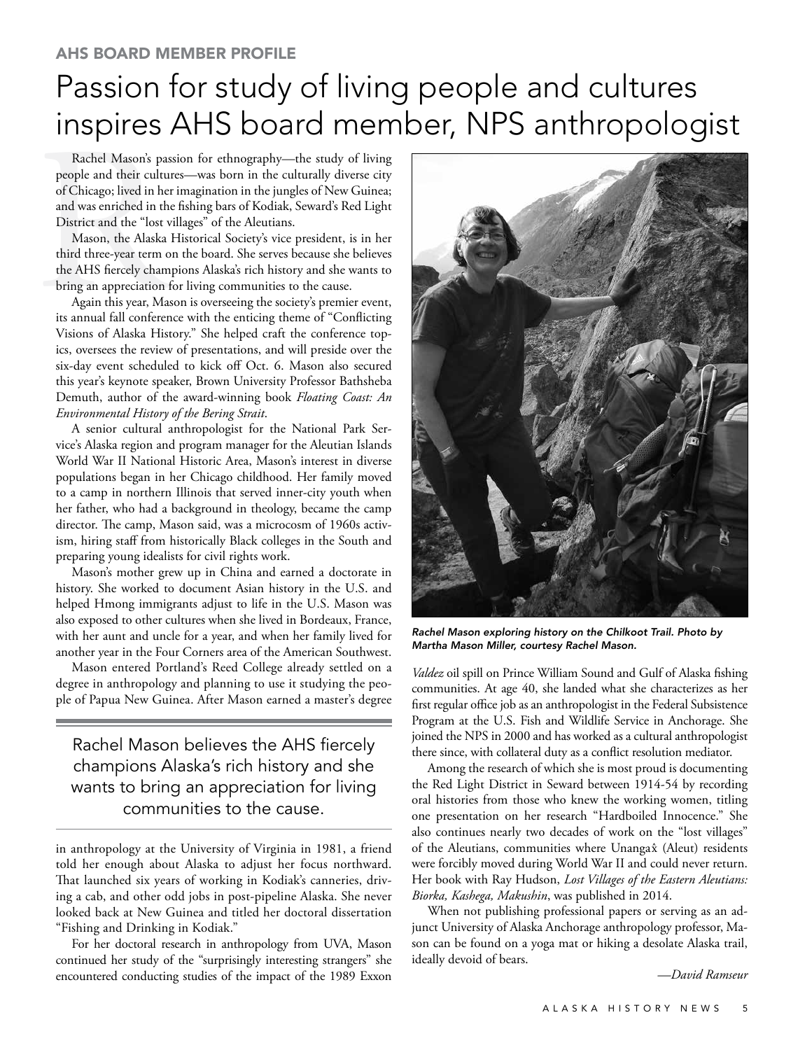AHS BOARD MEMBER PROFILE

# Passion for study of living people and cultures inspires AHS board member, NPS anthropologist

Rachel Mason's passion for ethnography—the study of living people and their cultures—was born in the culturally diverse city of Chicago; lived in her imagination in the jungles of New Guinea; and was enriched in the fishing bars of Kodiak, Seward's Red Light District and the "lost villages" of the Aleutians.

Mason, the Alaska Historical Society's vice president, is in her third three-year term on the board. She serves because she believes the AHS fiercely champions Alaska's rich history and she wants to bring an appreciation for living communities to the cause.

Again this year, Mason is overseeing the society's premier event, its annual fall conference with the enticing theme of "Conflicting Visions of Alaska History." She helped craft the conference topics, oversees the review of presentations, and will preside over the six-day event scheduled to kick off Oct. 6. Mason also secured this year's keynote speaker, Brown University Professor Bathsheba Demuth, author of the award-winning book *Floating Coast: An Environmental History of the Bering Strait*.

A senior cultural anthropologist for the National Park Service's Alaska region and program manager for the Aleutian Islands World War II National Historic Area, Mason's interest in diverse populations began in her Chicago childhood. Her family moved to a camp in northern Illinois that served inner-city youth when her father, who had a background in theology, became the camp director. The camp, Mason said, was a microcosm of 1960s activism, hiring staff from historically Black colleges in the South and preparing young idealists for civil rights work.

Mason's mother grew up in China and earned a doctorate in history. She worked to document Asian history in the U.S. and helped Hmong immigrants adjust to life in the U.S. Mason was also exposed to other cultures when she lived in Bordeaux, France, with her aunt and uncle for a year, and when her family lived for another year in the Four Corners area of the American Southwest.

Mason entered Portland's Reed College already settled on a degree in anthropology and planning to use it studying the people of Papua New Guinea. After Mason earned a master's degree in anthropology at the University of Virginia in 1981, a friend told her enough about Alaska to adjust her focus northward. That launched six years of working in Kodiak's canneries, driving a cab, and other odd jobs in post-pipeline Alaska. She never looked back at New Guinea and titled her doctoral dissertation "Fishing and Drinking in Kodiak."

> Rachel Mason believes the AHS fiercely champions Alaska's rich history and she wants to bring an appreciation for living communities to the cause.

For her doctoral research in anthropology from UVA, Mason continued her study of the "surprisingly interesting strangers" she encountered conducting studies of the impact of the 1989 Exxon *Valdez* oil spill on Prince William Sound and Gulf of Alaska fishing communities. At age 40, she landed what she characterizes as her first regular office job as an anthropologist in the Federal Subsistence Program at the U.S. Fish and Wildlife Service in Anchorage. She joined the NPS in 2000 and has worked as a cultural anthropologist there since, with collateral duty as a conflict resolution mediator.

*Rachel Mason exploring history on the Chilkoot Trail. Photo by Martha Mason Miller, courtesy Rachel Mason.*

Among the research of which she is most proud is documenting the Red Light District in Seward between 1914-54 by recording oral histories from those who knew the working women, titling one presentation on her research "Hardboiled Innocence." She also continues nearly two decades of work on the "lost villages" of the Aleutians, communities where Unangax̂ (Aleut) residents were forcibly moved during World War II and could never return. Her book with Ray Hudson, *Lost Villages of the Eastern Aleutians: Biorka, Kashega, Makushin*, was published in 2014.

When not publishing professional papers or serving as an adjunct University of Alaska Anchorage anthropology professor, Mason can be found on a yoga mat or hiking a desolate Alaska trail, ideally devoid of bears.

*—David Ramseur*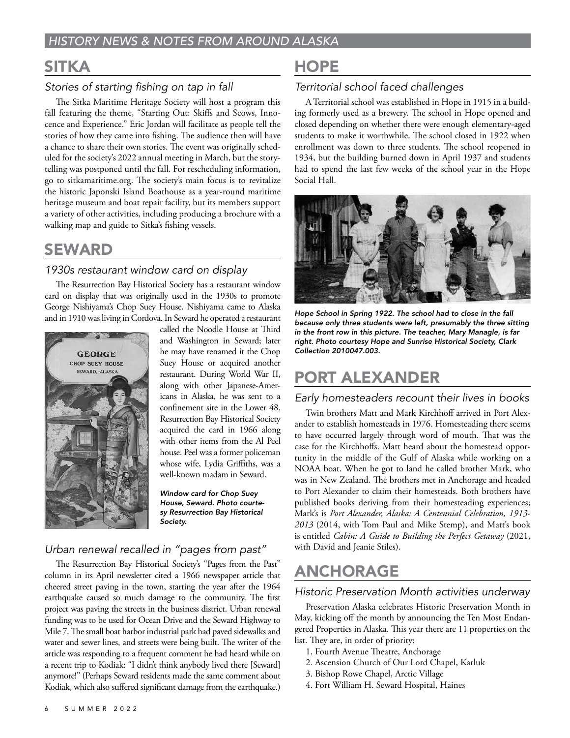## SITKA

### *Stories of starting fishing on tap in fall*

The Sitka Maritime Heritage Society will host a program this fall featuring the theme, "Starting Out: Skiffs and Scows, Innocence and Experience." Eric Jordan will facilitate as people tell the stories of how they came into fishing. The audience then will have a chance to share their own stories. The event was originally scheduled for the society's 2022 annual meeting in March, but the storytelling was postponed until the fall. For rescheduling information, go to sitkamaritime.org. The society's main focus is to revitalize the historic Japonski Island Boathouse as a year-round maritime heritage museum and boat repair facility, but its members support a variety of other activities, including producing a brochure with a walking map and guide to Sitka's fishing vessels.

## SEWARD

### *1930s restaurant window card on display*

The Resurrection Bay Historical Society has a restaurant window card on display that was originally used in the 1930s to promote George Nishiyama's Chop Suey House. Nishiyama came to Alaska and in 1910 was living in Cordova. In Seward he operated a restaurant called the Noodle House at Third and Washington in Seward; later he may have renamed it the Chop Suey House or acquired another restaurant. During World War II, along with other Japanese-Americans in Alaska, he was sent to a confinement site in the Lower 48. Resurrection Bay Historical Society acquired the card in 1966 along with other items from the Al Peel house. Peel was a former policeman whose wife, Lydia Griffiths, was a well-known madam in Seward.

***Window card for Chop Suey House, Seward. Photo courtesy Resurrection Bay Historical Society.***

### *Urban renewal recalled in "pages from past"*

The Resurrection Bay Historical Society's "Pages from the Past" column in its April newsletter cited a 1966 newspaper article that cheered street paving in the town, starting the year after the 1964 earthquake caused so much damage to the community. The first project was paving the streets in the business district. Urban renewal funding was to be used for Ocean Drive and the Seward Highway to Mile 7. The small boat harbor industrial park had paved sidewalks and water and sewer lines, and streets were being built. The writer of the article was responding to a frequent comment he had heard while on a recent trip to Kodiak: "I didn't think anybody lived there [Seward] anymore!" (Perhaps Seward residents made the same comment about Kodiak, which also suffered significant damage from the earthquake.)

## HOPE

### *Territorial school faced challenges*

A Territorial school was established in Hope in 1915 in a building formerly used as a brewery. The school in Hope opened and closed depending on whether there were enough elementary-aged students to make it worthwhile. The school closed in 1922 when enrollment was down to three students. The school reopened in 1934, but the building burned down in April 1937 and students had to spend the last few weeks of the school year in the Hope Social Hall.

***Hope School in Spring 1922. The school had to close in the fall because only three students were left, presumably the three sitting in the front row in this picture. The teacher, Mary Managle, is far right. Photo courtesy Hope and Sunrise Historical Society, Clark Collection 2010047.003.***

## PORT ALEXANDER

### *Early homesteaders recount their lives in books*

Twin brothers Matt and Mark Kirchhoff arrived in Port Alexander to establish homesteads in 1976. Homesteading there seems to have occurred largely through word of mouth. That was the case for the Kirchhoffs. Matt heard about the homestead opportunity in the middle of the Gulf of Alaska while working on a NOAA boat. When he got to land he called brother Mark, who was in New Zealand. The brothers met in Anchorage and headed to Port Alexander to claim their homesteads. Both brothers have published books deriving from their homesteading experiences; Mark's is *Port Alexander, Alaska: A Centennial Celebration, 1913-2013* (2014, with Tom Paul and Mike Stemp), and Matt's book is entitled *Cabin: A Guide to Building the Perfect Getaway* (2021, with David and Jeanie Stiles).

## ANCHORAGE

### *Historic Preservation Month activities underway*

Preservation Alaska celebrates Historic Preservation Month in May, kicking off the month by announcing the Ten Most Endangered Properties in Alaska. This year there are 11 properties on the list. They are, in order of priority:

1. Fourth Avenue Theatre, Anchorage
2. Ascension Church of Our Lord Chapel, Karluk
3. Bishop Rowe Chapel, Arctic Village
4. Fort William H. Seward Hospital, Haines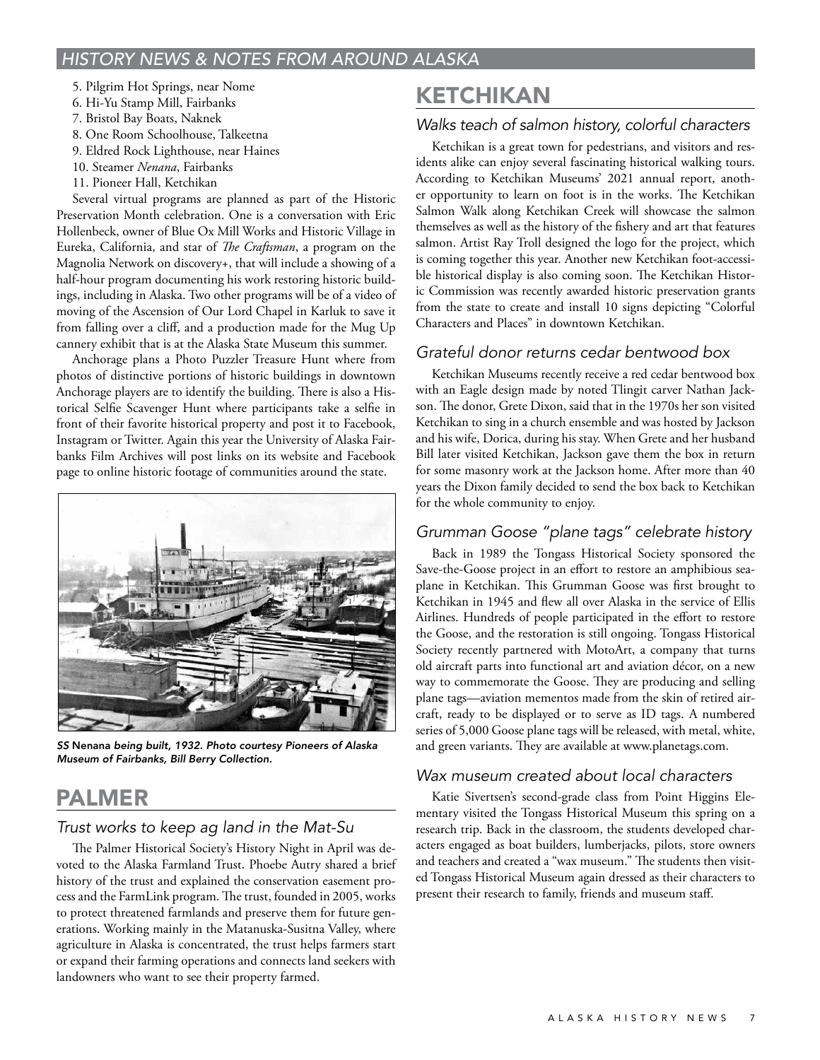5. Pilgrim Hot Springs, near Nome
6. Hi-Yu Stamp Mill, Fairbanks
7. Bristol Bay Boats, Naknek
8. One Room Schoolhouse, Talkeetna
9. Eldred Rock Lighthouse, near Haines
10. Steamer *Nenana*, Fairbanks
11. Pioneer Hall, Ketchikan

Several virtual programs are planned as part of the Historic Preservation Month celebration. One is a conversation with Eric Hollenbeck, owner of Blue Ox Mill Works and Historic Village in Eureka, California, and star of *The Craftsman*, a program on the Magnolia Network on discovery+, that will include a showing of a half-hour program documenting his work restoring historic buildings, including in Alaska. Two other programs will be of a video of moving of the Ascension of Our Lord Chapel in Karluk to save it from falling over a cliff, and a production made for the Mug Up cannery exhibit that is at the Alaska State Museum this summer.

Anchorage plans a Photo Puzzler Treasure Hunt where from photos of distinctive portions of historic buildings in downtown Anchorage players are to identify the building. There is also a Historical Selfie Scavenger Hunt where participants take a selfie in front of their favorite historical property and post it to Facebook, Instagram or Twitter. Again this year the University of Alaska Fairbanks Film Archives will post links on its website and Facebook page to online historic footage of communities around the state.

*SS* **Nenana** *being built, 1932. Photo courtesy Pioneers of Alaska Museum of Fairbanks, Bill Berry Collection.*

## PALMER

### *Trust works to keep ag land in the Mat-Su*

The Palmer Historical Society's History Night in April was devoted to the Alaska Farmland Trust. Phoebe Autry shared a brief history of the trust and explained the conservation easement process and the FarmLink program. The trust, founded in 2005, works to protect threatened farmlands and preserve them for future generations. Working mainly in the Matanuska-Susitna Valley, where agriculture in Alaska is concentrated, the trust helps farmers start or expand their farming operations and connects land seekers with landowners who want to see their property farmed.

## KETCHIKAN

### *Walks teach of salmon history, colorful characters*

Ketchikan is a great town for pedestrians, and visitors and residents alike can enjoy several fascinating historical walking tours. According to Ketchikan Museums' 2021 annual report, another opportunity to learn on foot is in the works. The Ketchikan Salmon Walk along Ketchikan Creek will showcase the salmon themselves as well as the history of the fishery and art that features salmon. Artist Ray Troll designed the logo for the project, which is coming together this year. Another new Ketchikan foot-accessible historical display is also coming soon. The Ketchikan Historic Commission was recently awarded historic preservation grants from the state to create and install 10 signs depicting "Colorful Characters and Places" in downtown Ketchikan.

### *Grateful donor returns cedar bentwood box*

Ketchikan Museums recently receive a red cedar bentwood box with an Eagle design made by noted Tlingit carver Nathan Jackson. The donor, Grete Dixon, said that in the 1970s her son visited Ketchikan to sing in a church ensemble and was hosted by Jackson and his wife, Dorica, during his stay. When Grete and her husband Bill later visited Ketchikan, Jackson gave them the box in return for some masonry work at the Jackson home. After more than 40 years the Dixon family decided to send the box back to Ketchikan for the whole community to enjoy.

### *Grumman Goose "plane tags" celebrate history*

Back in 1989 the Tongass Historical Society sponsored the Save-the-Goose project in an effort to restore an amphibious seaplane in Ketchikan. This Grumman Goose was first brought to Ketchikan in 1945 and flew all over Alaska in the service of Ellis Airlines. Hundreds of people participated in the effort to restore the Goose, and the restoration is still ongoing. Tongass Historical Society recently partnered with MotoArt, a company that turns old aircraft parts into functional art and aviation décor, on a new way to commemorate the Goose. They are producing and selling plane tags—aviation mementos made from the skin of retired aircraft, ready to be displayed or to serve as ID tags. A numbered series of 5,000 Goose plane tags will be released, with metal, white, and green variants. They are available at www.planetags.com.

### *Wax museum created about local characters*

Katie Sivertsen's second-grade class from Point Higgins Elementary visited the Tongass Historical Museum this spring on a research trip. Back in the classroom, the students developed characters engaged as boat builders, lumberjacks, pilots, store owners and teachers and created a "wax museum." The students then visited Tongass Historical Museum again dressed as their characters to present their research to family, friends and museum staff.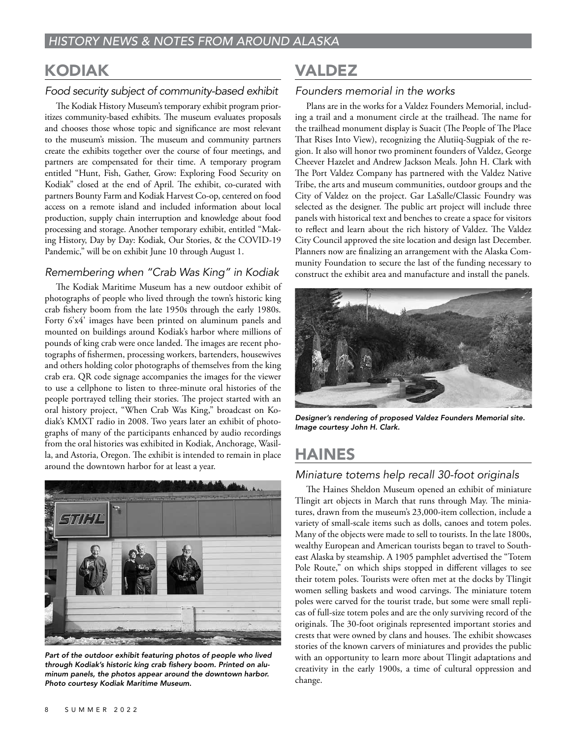*HISTORY NEWS & NOTES FROM AROUND ALASKA*

## KODIAK

### *Food security subject of community-based exhibit*

The Kodiak History Museum's temporary exhibit program prioritizes community-based exhibits. The museum evaluates proposals and chooses those whose topic and significance are most relevant to the museum's mission. The museum and community partners create the exhibits together over the course of four meetings, and partners are compensated for their time. A temporary program entitled "Hunt, Fish, Gather, Grow: Exploring Food Security on Kodiak" closed at the end of April. The exhibit, co-curated with partners Bounty Farm and Kodiak Harvest Co-op, centered on food access on a remote island and included information about local production, supply chain interruption and knowledge about food processing and storage. Another temporary exhibit, entitled "Making History, Day by Day: Kodiak, Our Stories, & the COVID-19 Pandemic," will be on exhibit June 10 through August 1.

### *Remembering when "Crab Was King" in Kodiak*

The Kodiak Maritime Museum has a new outdoor exhibit of photographs of people who lived through the town's historic king crab fishery boom from the late 1950s through the early 1980s. Forty 6'x4' images have been printed on aluminum panels and mounted on buildings around Kodiak's harbor where millions of pounds of king crab were once landed. The images are recent photographs of fishermen, processing workers, bartenders, housewives and others holding color photographs of themselves from the king crab era. QR code signage accompanies the images for the viewer to use a cellphone to listen to three-minute oral histories of the people portrayed telling their stories. The project started with an oral history project, "When Crab Was King," broadcast on Kodiak's KMXT radio in 2008. Two years later an exhibit of photographs of many of the participants enhanced by audio recordings from the oral histories was exhibited in Kodiak, Anchorage, Wasilla, and Astoria, Oregon. The exhibit is intended to remain in place around the downtown harbor for at least a year.

*Part of the outdoor exhibit featuring photos of people who lived through Kodiak's historic king crab fishery boom. Printed on aluminum panels, the photos appear around the downtown harbor. Photo courtesy Kodiak Maritime Museum.*

## VALDEZ

### *Founders memorial in the works*

Plans are in the works for a Valdez Founders Memorial, including a trail and a monument circle at the trailhead. The name for the trailhead monument display is Suacit (The People of The Place That Rises Into View), recognizing the Alutiiq-Sugpiak of the region. It also will honor two prominent founders of Valdez, George Cheever Hazelet and Andrew Jackson Meals. John H. Clark with The Port Valdez Company has partnered with the Valdez Native Tribe, the arts and museum communities, outdoor groups and the City of Valdez on the project. Gar LaSalle/Classic Foundry was selected as the designer. The public art project will include three panels with historical text and benches to create a space for visitors to reflect and learn about the rich history of Valdez. The Valdez City Council approved the site location and design last December. Planners now are finalizing an arrangement with the Alaska Community Foundation to secure the last of the funding necessary to construct the exhibit area and manufacture and install the panels.

*Designer's rendering of proposed Valdez Founders Memorial site. Image courtesy John H. Clark.*

## HAINES

### *Miniature totems help recall 30-foot originals*

The Haines Sheldon Museum opened an exhibit of miniature Tlingit art objects in March that runs through May. The miniatures, drawn from the museum's 23,000-item collection, include a variety of small-scale items such as dolls, canoes and totem poles. Many of the objects were made to sell to tourists. In the late 1800s, wealthy European and American tourists began to travel to Southeast Alaska by steamship. A 1905 pamphlet advertised the "Totem Pole Route," on which ships stopped in different villages to see their totem poles. Tourists were often met at the docks by Tlingit women selling baskets and wood carvings. The miniature totem poles were carved for the tourist trade, but some were small replicas of full-size totem poles and are the only surviving record of the originals. The 30-foot originals represented important stories and crests that were owned by clans and houses. The exhibit showcases stories of the known carvers of miniatures and provides the public with an opportunity to learn more about Tlingit adaptations and creativity in the early 1900s, a time of cultural oppression and change.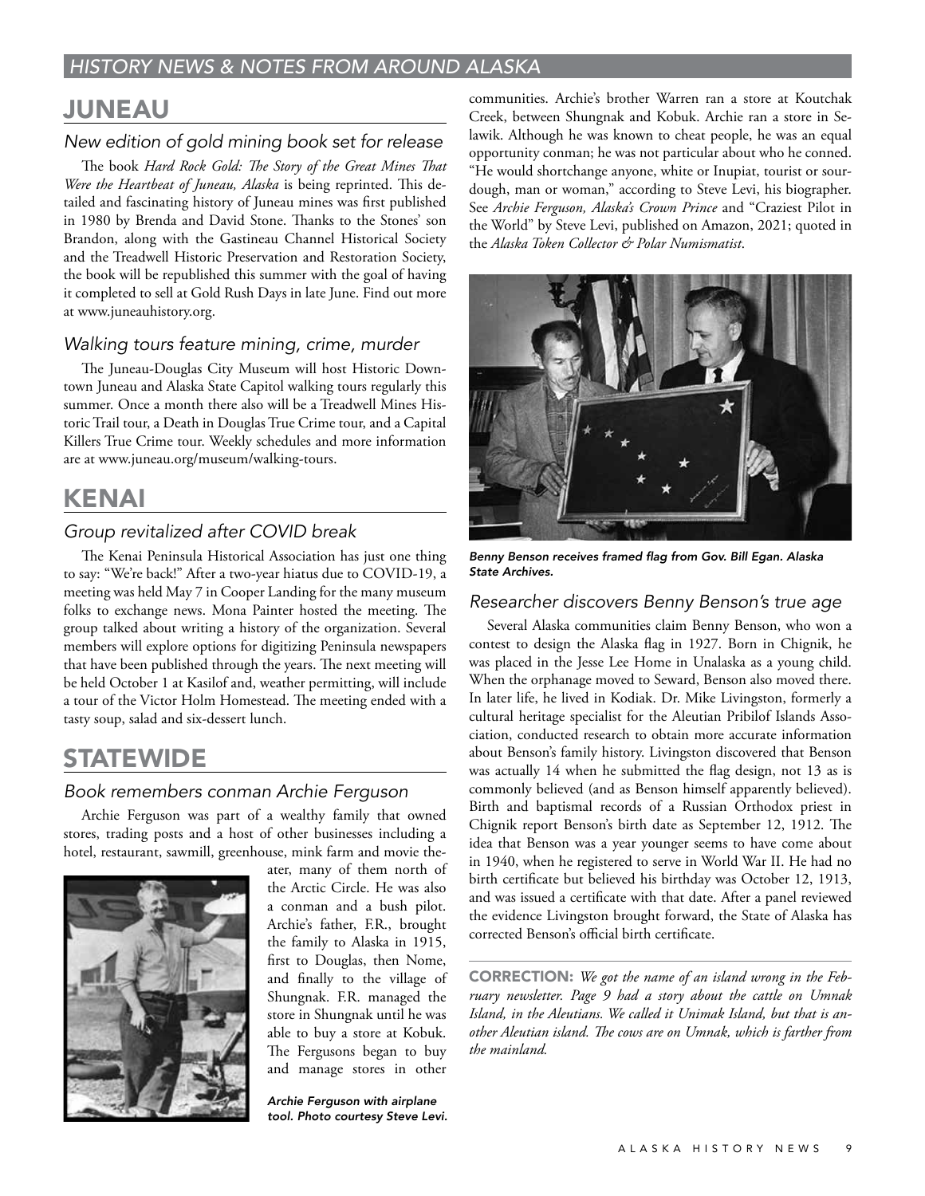## HISTORY NEWS & NOTES FROM AROUND ALASKA

# JUNEAU

### New edition of gold mining book set for release

The book *Hard Rock Gold: The Story of the Great Mines That Were the Heartbeat of Juneau, Alaska* is being reprinted. This detailed and fascinating history of Juneau mines was first published in 1980 by Brenda and David Stone. Thanks to the Stones' son Brandon, along with the Gastineau Channel Historical Society and the Treadwell Historic Preservation and Restoration Society, the book will be republished this summer with the goal of having it completed to sell at Gold Rush Days in late June. Find out more at www.juneauhistory.org.

### Walking tours feature mining, crime, murder

The Juneau-Douglas City Museum will host Historic Downtown Juneau and Alaska State Capitol walking tours regularly this summer. Once a month there also will be a Treadwell Mines Historic Trail tour, a Death in Douglas True Crime tour, and a Capital Killers True Crime tour. Weekly schedules and more information are at www.juneau.org/museum/walking-tours.

# KENAI

### Group revitalized after COVID break

The Kenai Peninsula Historical Association has just one thing to say: "We're back!" After a two-year hiatus due to COVID-19, a meeting was held May 7 in Cooper Landing for the many museum folks to exchange news. Mona Painter hosted the meeting. The group talked about writing a history of the organization. Several members will explore options for digitizing Peninsula newspapers that have been published through the years. The next meeting will be held October 1 at Kasilof and, weather permitting, will include a tour of the Victor Holm Homestead. The meeting ended with a tasty soup, salad and six-dessert lunch.

# STATEWIDE

### Book remembers conman Archie Ferguson

Archie Ferguson was part of a wealthy family that owned stores, trading posts and a host of other businesses including a hotel, restaurant, sawmill, greenhouse, mink farm and movie theater, many of them north of the Arctic Circle. He was also a conman and a bush pilot. Archie's father, F.R., brought the family to Alaska in 1915, first to Douglas, then Nome, and finally to the village of Shungnak. F.R. managed the store in Shungnak until he was able to buy a store at Kobuk. The Fergusons began to buy and manage stores in other communities. Archie's brother Warren ran a store at Koutchak Creek, between Shungnak and Kobuk. Archie ran a store in Selawik. Although he was known to cheat people, he was an equal opportunity conman; he was not particular about who he conned. "He would shortchange anyone, white or Inupiat, tourist or sourdough, man or woman," according to Steve Levi, his biographer. See *Archie Ferguson, Alaska's Crown Prince* and "Craziest Pilot in the World" by Steve Levi, published on Amazon, 2021; quoted in the *Alaska Token Collector & Polar Numismatist*.

***Archie Ferguson with airplane tool. Photo courtesy Steve Levi.***

***Benny Benson receives framed flag from Gov. Bill Egan. Alaska State Archives.***

### Researcher discovers Benny Benson's true age

Several Alaska communities claim Benny Benson, who won a contest to design the Alaska flag in 1927. Born in Chignik, he was placed in the Jesse Lee Home in Unalaska as a young child. When the orphanage moved to Seward, Benson also moved there. In later life, he lived in Kodiak. Dr. Mike Livingston, formerly a cultural heritage specialist for the Aleutian Pribilof Islands Association, conducted research to obtain more accurate information about Benson's family history. Livingston discovered that Benson was actually 14 when he submitted the flag design, not 13 as is commonly believed (and as Benson himself apparently believed). Birth and baptismal records of a Russian Orthodox priest in Chignik report Benson's birth date as September 12, 1912. The idea that Benson was a year younger seems to have come about in 1940, when he registered to serve in World War II. He had no birth certificate but believed his birthday was October 12, 1913, and was issued a certificate with that date. After a panel reviewed the evidence Livingston brought forward, the State of Alaska has corrected Benson's official birth certificate.

---

**CORRECTION:** *We got the name of an island wrong in the February newsletter. Page 9 had a story about the cattle on Umnak Island, in the Aleutians. We called it Unimak Island, but that is another Aleutian island. The cows are on Umnak, which is farther from the mainland.*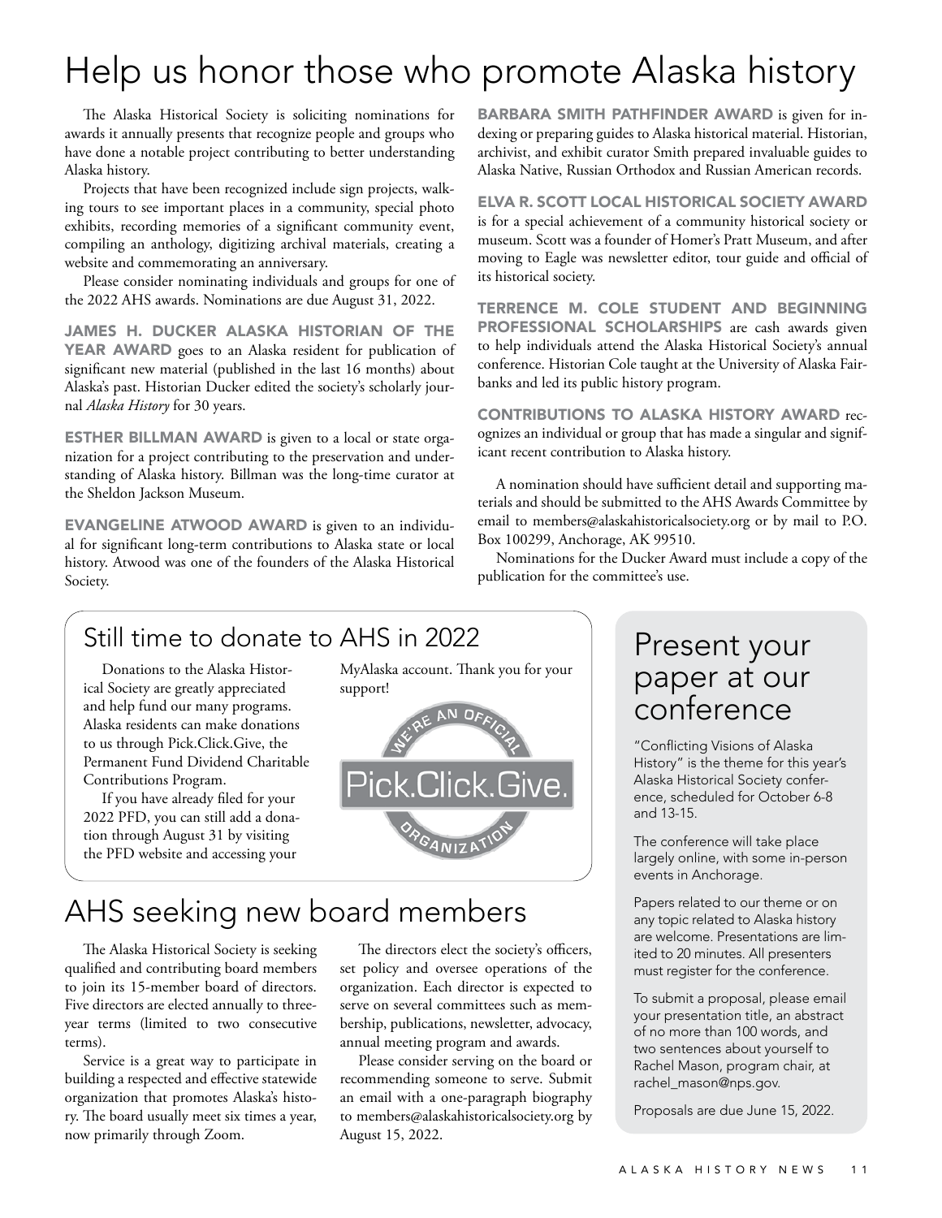# Help us honor those who promote Alaska history

The Alaska Historical Society is soliciting nominations for awards it annually presents that recognize people and groups who have done a notable project contributing to better understanding Alaska history.

Projects that have been recognized include sign projects, walking tours to see important places in a community, special photo exhibits, recording memories of a significant community event, compiling an anthology, digitizing archival materials, creating a website and commemorating an anniversary.

Please consider nominating individuals and groups for one of the 2022 AHS awards. Nominations are due August 31, 2022.

**JAMES H. DUCKER ALASKA HISTORIAN OF THE YEAR AWARD** goes to an Alaska resident for publication of significant new material (published in the last 16 months) about Alaska's past. Historian Ducker edited the society's scholarly journal *Alaska History* for 30 years.

**ESTHER BILLMAN AWARD** is given to a local or state organization for a project contributing to the preservation and understanding of Alaska history. Billman was the long-time curator at the Sheldon Jackson Museum.

**EVANGELINE ATWOOD AWARD** is given to an individual for significant long-term contributions to Alaska state or local history. Atwood was one of the founders of the Alaska Historical Society.

**BARBARA SMITH PATHFINDER AWARD** is given for indexing or preparing guides to Alaska historical material. Historian, archivist, and exhibit curator Smith prepared invaluable guides to Alaska Native, Russian Orthodox and Russian American records.

**ELVA R. SCOTT LOCAL HISTORICAL SOCIETY AWARD** is for a special achievement of a community historical society or museum. Scott was a founder of Homer's Pratt Museum, and after moving to Eagle was newsletter editor, tour guide and official of its historical society.

**TERRENCE M. COLE STUDENT AND BEGINNING PROFESSIONAL SCHOLARSHIPS** are cash awards given to help individuals attend the Alaska Historical Society's annual conference. Historian Cole taught at the University of Alaska Fairbanks and led its public history program.

**CONTRIBUTIONS TO ALASKA HISTORY AWARD** recognizes an individual or group that has made a singular and significant recent contribution to Alaska history.

A nomination should have sufficient detail and supporting materials and should be submitted to the AHS Awards Committee by email to members@alaskahistoricalsociety.org or by mail to P.O. Box 100299, Anchorage, AK 99510.

Nominations for the Ducker Award must include a copy of the publication for the committee's use.

## Still time to donate to AHS in 2022

Donations to the Alaska Historical Society are greatly appreciated and help fund our many programs. Alaska residents can make donations to us through Pick.Click.Give, the Permanent Fund Dividend Charitable Contributions Program.

If you have already filed for your 2022 PFD, you can still add a donation through August 31 by visiting the PFD website and accessing your MyAlaska account. Thank you for your support!

WE'RE AN OFFICIAL Pick.Click.Give. ORGANIZATION

## AHS seeking new board members

The Alaska Historical Society is seeking qualified and contributing board members to join its 15-member board of directors. Five directors are elected annually to three-year terms (limited to two consecutive terms).

Service is a great way to participate in building a respected and effective statewide organization that promotes Alaska's history. The board usually meet six times a year, now primarily through Zoom.

The directors elect the society's officers, set policy and oversee operations of the organization. Each director is expected to serve on several committees such as membership, publications, newsletter, advocacy, annual meeting program and awards.

Please consider serving on the board or recommending someone to serve. Submit an email with a one-paragraph biography to members@alaskahistoricalsociety.org by August 15, 2022.

## Present your paper at our conference

"Conflicting Visions of Alaska History" is the theme for this year's Alaska Historical Society conference, scheduled for October 6-8 and 13-15.

The conference will take place largely online, with some in-person events in Anchorage.

Papers related to our theme or on any topic related to Alaska history are welcome. Presentations are limited to 20 minutes. All presenters must register for the conference.

To submit a proposal, please email your presentation title, an abstract of no more than 100 words, and two sentences about yourself to Rachel Mason, program chair, at rachel_mason@nps.gov.

Proposals are due June 15, 2022.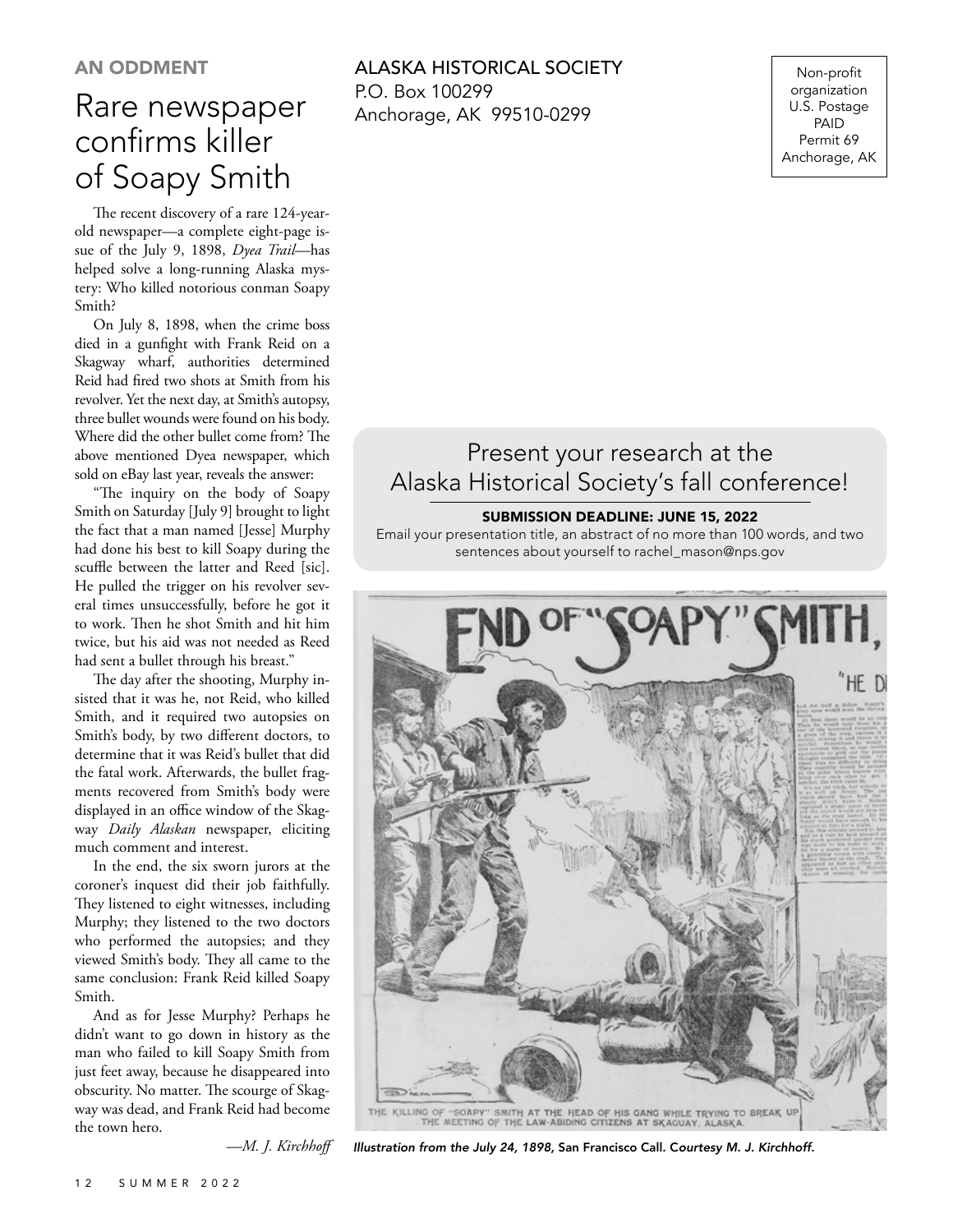AN ODDMENT

# Rare newspaper confirms killer of Soapy Smith

The recent discovery of a rare 124-year-old newspaper—a complete eight-page issue of the July 9, 1898, *Dyea Trail*—has helped solve a long-running Alaska mystery: Who killed notorious conman Soapy Smith?

On July 8, 1898, when the crime boss died in a gunfight with Frank Reid on a Skagway wharf, authorities determined Reid had fired two shots at Smith from his revolver. Yet the next day, at Smith's autopsy, three bullet wounds were found on his body. Where did the other bullet come from? The above mentioned Dyea newspaper, which sold on eBay last year, reveals the answer:

"The inquiry on the body of Soapy Smith on Saturday [July 9] brought to light the fact that a man named [Jesse] Murphy had done his best to kill Soapy during the scuffle between the latter and Reed [sic]. He pulled the trigger on his revolver several times unsuccessfully, before he got it to work. Then he shot Smith and hit him twice, but his aid was not needed as Reed had sent a bullet through his breast."

The day after the shooting, Murphy insisted that it was he, not Reid, who killed Smith, and it required two autopsies on Smith's body, by two different doctors, to determine that it was Reid's bullet that did the fatal work. Afterwards, the bullet fragments recovered from Smith's body were displayed in an office window of the Skagway *Daily Alaskan* newspaper, eliciting much comment and interest.

In the end, the six sworn jurors at the coroner's inquest did their job faithfully. They listened to eight witnesses, including Murphy; they listened to the two doctors who performed the autopsies; and they viewed Smith's body. They all came to the same conclusion: Frank Reid killed Soapy Smith.

And as for Jesse Murphy? Perhaps he didn't want to go down in history as the man who failed to kill Soapy Smith from just feet away, because he disappeared into obscurity. No matter. The scourge of Skagway was dead, and Frank Reid had become the town hero.

—*M. J. Kirchhoff*

ALASKA HISTORICAL SOCIETY
P.O. Box 100299
Anchorage, AK 99510-0299

Non-profit organization
U.S. Postage
PAID
Permit 69
Anchorage, AK

## Present your research at the Alaska Historical Society's fall conference!

**SUBMISSION DEADLINE: JUNE 15, 2022**

Email your presentation title, an abstract of no more than 100 words, and two sentences about yourself to rachel_mason@nps.gov

*Illustration from the July 24, 1898,* San Francisco Call. *Courtesy M. J. Kirchhoff.*